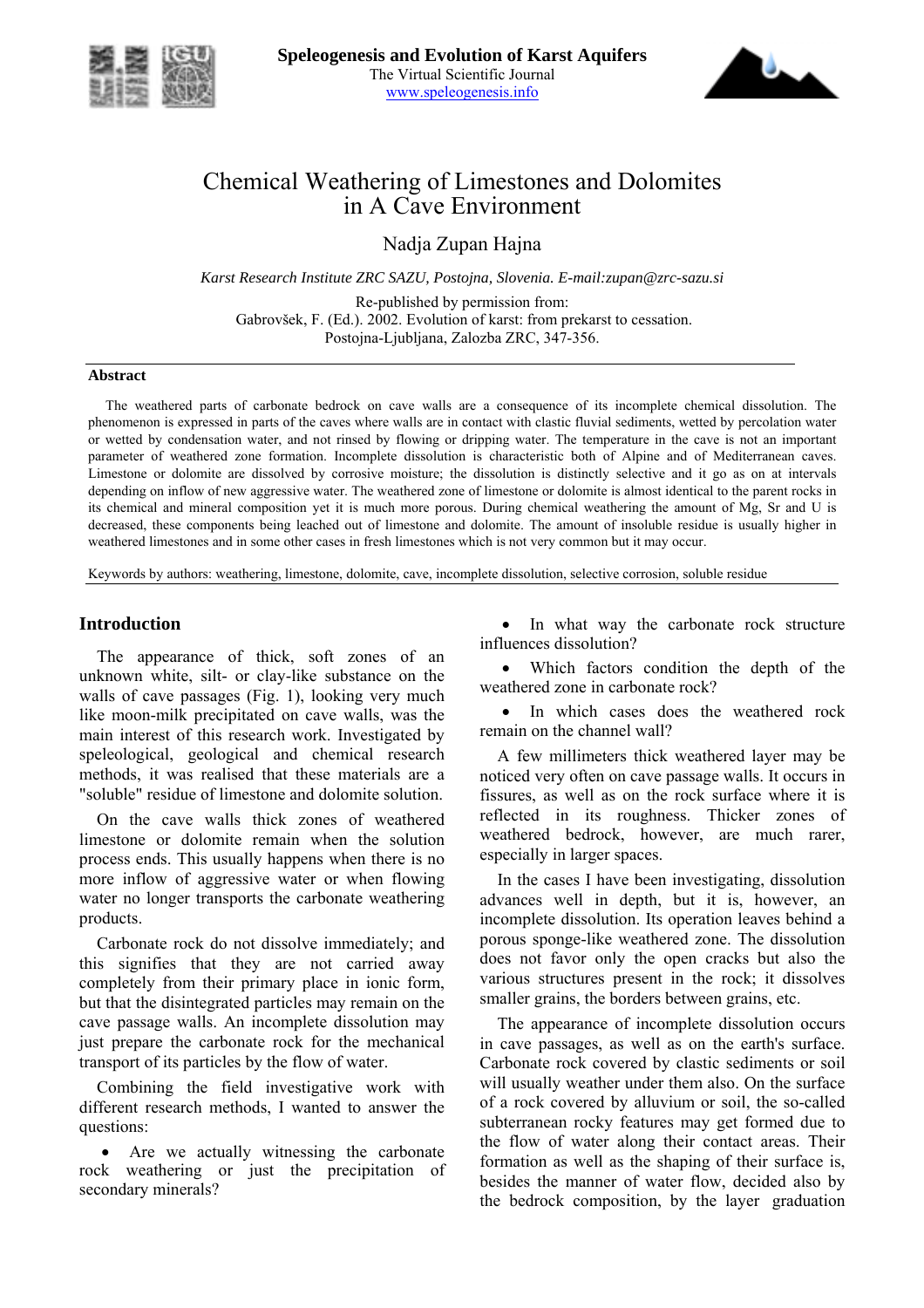Speleogenesis and Evolution of Karst Aquifers
The Virtual Scientific Journal
www.speleogenesis.info

# Chemical Weathering of Limestones and Dolomites in A Cave Environment

Nadja Zupan Hajna

*Karst Research Institute ZRC SAZU, Postojna, Slovenia. E-mail:zupan@zrc-sazu.si*

Re-published by permission from:
Gabrovšek, F. (Ed.). 2002. Evolution of karst: from prekarst to cessation. Postojna-Ljubljana, Zalozba ZRC, 347-356.

## Abstract

The weathered parts of carbonate bedrock on cave walls are a consequence of its incomplete chemical dissolution. The phenomenon is expressed in parts of the caves where walls are in contact with clastic fluvial sediments, wetted by percolation water or wetted by condensation water, and not rinsed by flowing or dripping water. The temperature in the cave is not an important parameter of weathered zone formation. Incomplete dissolution is characteristic both of Alpine and of Mediterranean caves. Limestone or dolomite are dissolved by corrosive moisture; the dissolution is distinctly selective and it go as on at intervals depending on inflow of new aggressive water. The weathered zone of limestone or dolomite is almost identical to the parent rocks in its chemical and mineral composition yet it is much more porous. During chemical weathering the amount of Mg, Sr and U is decreased, these components being leached out of limestone and dolomite. The amount of insoluble residue is usually higher in weathered limestones and in some other cases in fresh limestones which is not very common but it may occur.

Keywords by authors: weathering, limestone, dolomite, cave, incomplete dissolution, selective corrosion, soluble residue

## Introduction

The appearance of thick, soft zones of an unknown white, silt- or clay-like substance on the walls of cave passages (Fig. 1), looking very much like moon-milk precipitated on cave walls, was the main interest of this research work. Investigated by speleological, geological and chemical research methods, it was realised that these materials are a "soluble" residue of limestone and dolomite solution.

On the cave walls thick zones of weathered limestone or dolomite remain when the solution process ends. This usually happens when there is no more inflow of aggressive water or when flowing water no longer transports the carbonate weathering products.

Carbonate rock do not dissolve immediately; and this signifies that they are not carried away completely from their primary place in ionic form, but that the disintegrated particles may remain on the cave passage walls. An incomplete dissolution may just prepare the carbonate rock for the mechanical transport of its particles by the flow of water.

Combining the field investigative work with different research methods, I wanted to answer the questions:

- Are we actually witnessing the carbonate rock weathering or just the precipitation of secondary minerals?
- In what way the carbonate rock structure influences dissolution?
- Which factors condition the depth of the weathered zone in carbonate rock?
- In which cases does the weathered rock remain on the channel wall?

A few millimeters thick weathered layer may be noticed very often on cave passage walls. It occurs in fissures, as well as on the rock surface where it is reflected in its roughness. Thicker zones of weathered bedrock, however, are much rarer, especially in larger spaces.

In the cases I have been investigating, dissolution advances well in depth, but it is, however, an incomplete dissolution. Its operation leaves behind a porous sponge-like weathered zone. The dissolution does not favor only the open cracks but also the various structures present in the rock; it dissolves smaller grains, the borders between grains, etc.

The appearance of incomplete dissolution occurs in cave passages, as well as on the earth's surface. Carbonate rock covered by clastic sediments or soil will usually weather under them also. On the surface of a rock covered by alluvium or soil, the so-called subterranean rocky features may get formed due to the flow of water along their contact areas. Their formation as well as the shaping of their surface is, besides the manner of water flow, decided also by the bedrock composition, by the layer graduation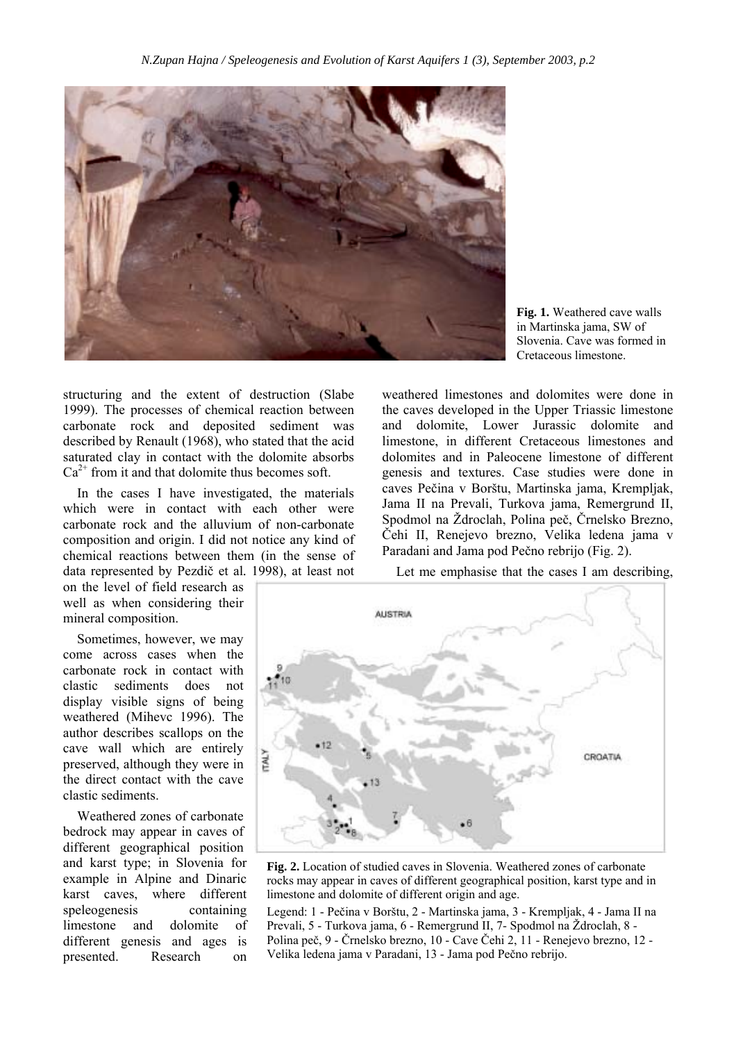Fig. 1. Weathered cave walls in Martinska jama, SW of Slovenia. Cave was formed in Cretaceous limestone.

structuring and the extent of destruction (Slabe 1999). The processes of chemical reaction between carbonate rock and deposited sediment was described by Renault (1968), who stated that the acid saturated clay in contact with the dolomite absorbs $Ca^{2+}$ from it and that dolomite thus becomes soft.

In the cases I have investigated, the materials which were in contact with each other were carbonate rock and the alluvium of non-carbonate composition and origin. I did not notice any kind of chemical reactions between them (in the sense of data represented by Pezdič et al. 1998), at least not on the level of field research as well as when considering their mineral composition.

Sometimes, however, we may come across cases when the carbonate rock in contact with clastic sediments does not display visible signs of being weathered (Mihevc 1996). The author describes scallops on the cave wall which are entirely preserved, although they were in the direct contact with the cave clastic sediments.

Weathered zones of carbonate bedrock may appear in caves of different geographical position and karst type; in Slovenia for example in Alpine and Dinaric karst caves, where different speleogenesis containing limestone and dolomite of different genesis and ages is presented. Research on weathered limestones and dolomites were done in the caves developed in the Upper Triassic limestone and dolomite, Lower Jurassic dolomite and limestone, in different Cretaceous limestones and dolomites and in Paleocene limestone of different genesis and textures. Case studies were done in caves Pečina v Borštu, Martinska jama, Krempljak, Jama II na Prevali, Turkova jama, Remergrund II, Spodmol na Ždroclah, Polina peč, Črnelsko Brezno, Čehi II, Renejevo brezno, Velika ledena jama v Paradani and Jama pod Pečno rebrijo (Fig. 2).

Let me emphasise that the cases I am describing,

Fig. 2. Location of studied caves in Slovenia. Weathered zones of carbonate rocks may appear in caves of different geographical position, karst type and in limestone and dolomite of different origin and age.

Legend: 1 - Pečina v Borštu, 2 - Martinska jama, 3 - Krempljak, 4 - Jama II na Prevali, 5 - Turkova jama, 6 - Remergrund II, 7- Spodmol na Ždroclah, 8 - Polina peč, 9 - Črnelsko brezno, 10 - Cave Čehi 2, 11 - Renejevo brezno, 12 - Velika ledena jama v Paradani, 13 - Jama pod Pečno rebrijo.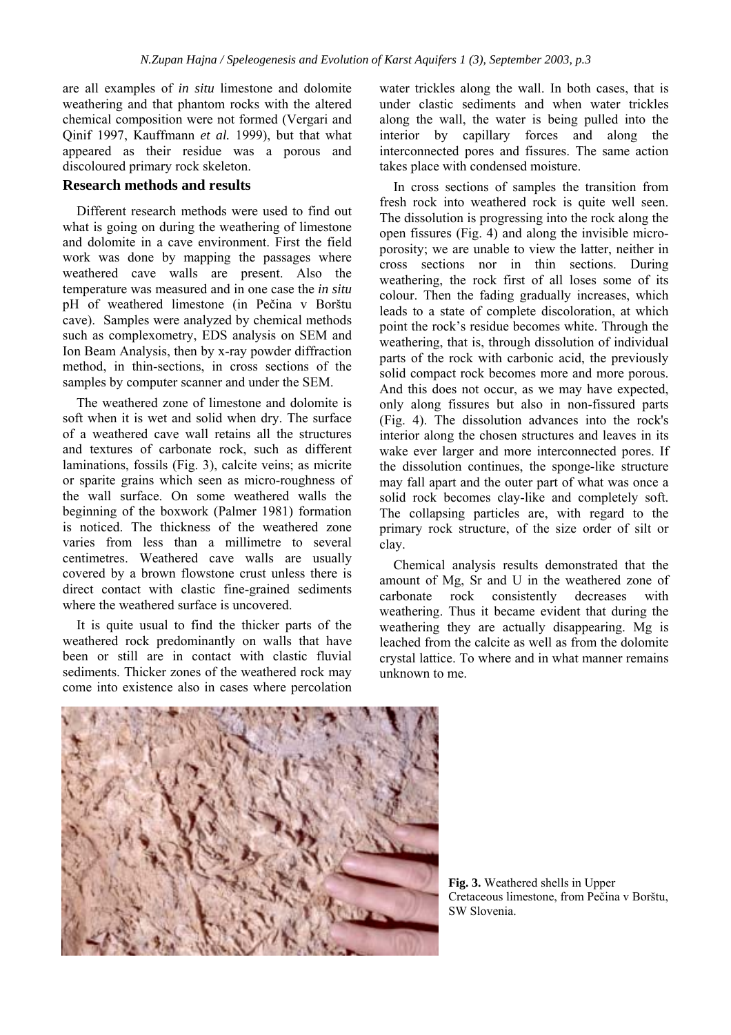are all examples of *in situ* limestone and dolomite weathering and that phantom rocks with the altered chemical composition were not formed (Vergari and Qinif 1997, Kauffmann *et al.* 1999), but that what appeared as their residue was a porous and discoloured primary rock skeleton.

## Research methods and results

Different research methods were used to find out what is going on during the weathering of limestone and dolomite in a cave environment. First the field work was done by mapping the passages where weathered cave walls are present. Also the temperature was measured and in one case the *in situ* pH of weathered limestone (in Pečina v Borštu cave). Samples were analyzed by chemical methods such as complexometry, EDS analysis on SEM and Ion Beam Analysis, then by x-ray powder diffraction method, in thin-sections, in cross sections of the samples by computer scanner and under the SEM.

The weathered zone of limestone and dolomite is soft when it is wet and solid when dry. The surface of a weathered cave wall retains all the structures and textures of carbonate rock, such as different laminations, fossils (Fig. 3), calcite veins; as micrite or sparite grains which seen as micro-roughness of the wall surface. On some weathered walls the beginning of the boxwork (Palmer 1981) formation is noticed. The thickness of the weathered zone varies from less than a millimetre to several centimetres. Weathered cave walls are usually covered by a brown flowstone crust unless there is direct contact with clastic fine-grained sediments where the weathered surface is uncovered.

It is quite usual to find the thicker parts of the weathered rock predominantly on walls that have been or still are in contact with clastic fluvial sediments. Thicker zones of the weathered rock may come into existence also in cases where percolation water trickles along the wall. In both cases, that is under clastic sediments and when water trickles along the wall, the water is being pulled into the interior by capillary forces and along the interconnected pores and fissures. The same action takes place with condensed moisture.

In cross sections of samples the transition from fresh rock into weathered rock is quite well seen. The dissolution is progressing into the rock along the open fissures (Fig. 4) and along the invisible micro-porosity; we are unable to view the latter, neither in cross sections nor in thin sections. During weathering, the rock first of all loses some of its colour. Then the fading gradually increases, which leads to a state of complete discoloration, at which point the rock's residue becomes white. Through the weathering, that is, through dissolution of individual parts of the rock with carbonic acid, the previously solid compact rock becomes more and more porous. And this does not occur, as we may have expected, only along fissures but also in non-fissured parts (Fig. 4). The dissolution advances into the rock's interior along the chosen structures and leaves in its wake ever larger and more interconnected pores. If the dissolution continues, the sponge-like structure may fall apart and the outer part of what was once a solid rock becomes clay-like and completely soft. The collapsing particles are, with regard to the primary rock structure, of the size order of silt or clay.

Chemical analysis results demonstrated that the amount of Mg, Sr and U in the weathered zone of carbonate rock consistently decreases with weathering. Thus it became evident that during the weathering they are actually disappearing. Mg is leached from the calcite as well as from the dolomite crystal lattice. To where and in what manner remains unknown to me.

**Fig. 3.** Weathered shells in Upper Cretaceous limestone, from Pečina v Borštu, SW Slovenia.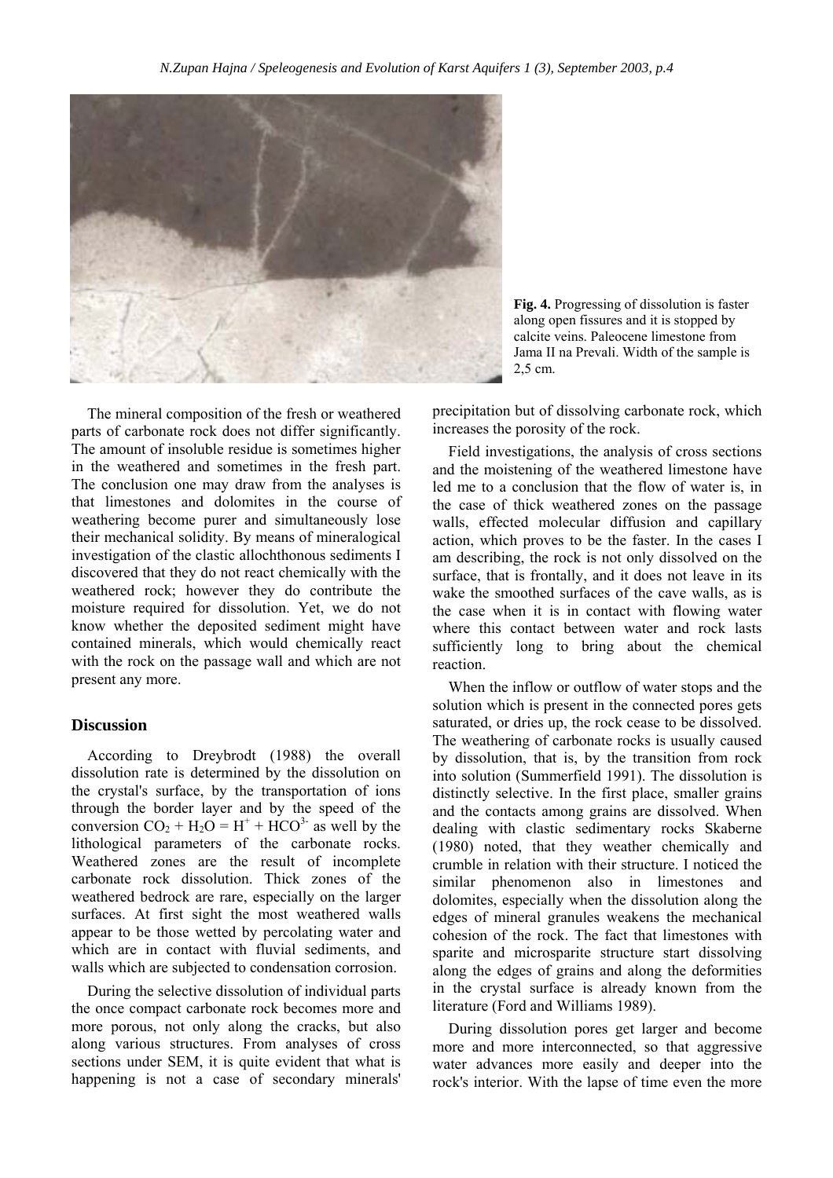**Fig. 4.** Progressing of dissolution is faster along open fissures and it is stopped by calcite veins. Paleocene limestone from Jama II na Prevali. Width of the sample is 2,5 cm.

The mineral composition of the fresh or weathered parts of carbonate rock does not differ significantly. The amount of insoluble residue is sometimes higher in the weathered and sometimes in the fresh part. The conclusion one may draw from the analyses is that limestones and dolomites in the course of weathering become purer and simultaneously lose their mechanical solidity. By means of mineralogical investigation of the clastic allochthonous sediments I discovered that they do not react chemically with the weathered rock; however they do contribute the moisture required for dissolution. Yet, we do not know whether the deposited sediment might have contained minerals, which would chemically react with the rock on the passage wall and which are not present any more.

## Discussion

According to Dreybrodt (1988) the overall dissolution rate is determined by the dissolution on the crystal's surface, by the transportation of ions through the border layer and by the speed of the conversion $CO_2 + H_2O = H^+ + HCO^{3-}$ as well by the lithological parameters of the carbonate rocks. Weathered zones are the result of incomplete carbonate rock dissolution. Thick zones of the weathered bedrock are rare, especially on the larger surfaces. At first sight the most weathered walls appear to be those wetted by percolating water and which are in contact with fluvial sediments, and walls which are subjected to condensation corrosion.

During the selective dissolution of individual parts the once compact carbonate rock becomes more and more porous, not only along the cracks, but also along various structures. From analyses of cross sections under SEM, it is quite evident that what is happening is not a case of secondary minerals' precipitation but of dissolving carbonate rock, which increases the porosity of the rock.

Field investigations, the analysis of cross sections and the moistening of the weathered limestone have led me to a conclusion that the flow of water is, in the case of thick weathered zones on the passage walls, effected molecular diffusion and capillary action, which proves to be the faster. In the cases I am describing, the rock is not only dissolved on the surface, that is frontally, and it does not leave in its wake the smoothed surfaces of the cave walls, as is the case when it is in contact with flowing water where this contact between water and rock lasts sufficiently long to bring about the chemical reaction.

When the inflow or outflow of water stops and the solution which is present in the connected pores gets saturated, or dries up, the rock cease to be dissolved. The weathering of carbonate rocks is usually caused by dissolution, that is, by the transition from rock into solution (Summerfield 1991). The dissolution is distinctly selective. In the first place, smaller grains and the contacts among grains are dissolved. When dealing with clastic sedimentary rocks Skaberne (1980) noted, that they weather chemically and crumble in relation with their structure. I noticed the similar phenomenon also in limestones and dolomites, especially when the dissolution along the edges of mineral granules weakens the mechanical cohesion of the rock. The fact that limestones with sparite and microsparite structure start dissolving along the edges of grains and along the deformities in the crystal surface is already known from the literature (Ford and Williams 1989).

During dissolution pores get larger and become more and more interconnected, so that aggressive water advances more easily and deeper into the rock's interior. With the lapse of time even the more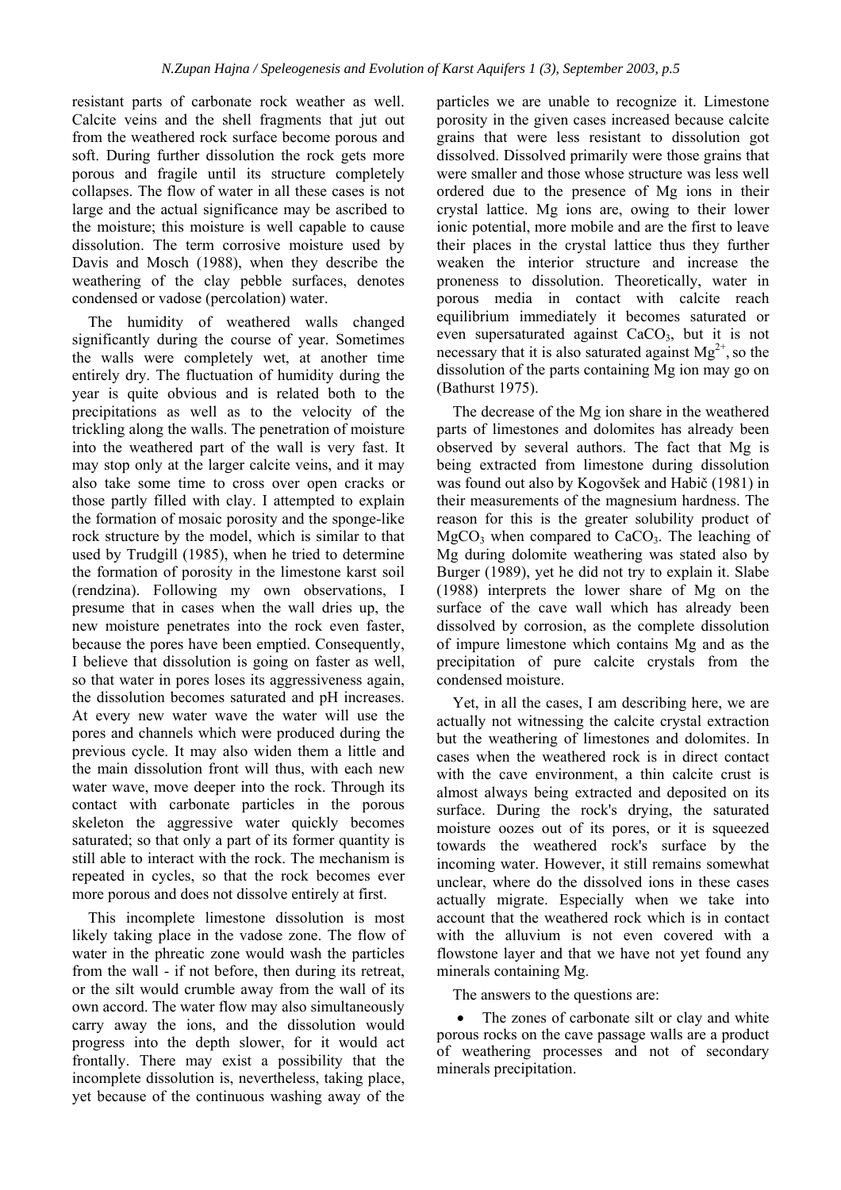resistant parts of carbonate rock weather as well. Calcite veins and the shell fragments that jut out from the weathered rock surface become porous and soft. During further dissolution the rock gets more porous and fragile until its structure completely collapses. The flow of water in all these cases is not large and the actual significance may be ascribed to the moisture; this moisture is well capable to cause dissolution. The term corrosive moisture used by Davis and Mosch (1988), when they describe the weathering of the clay pebble surfaces, denotes condensed or vadose (percolation) water.

The humidity of weathered walls changed significantly during the course of year. Sometimes the walls were completely wet, at another time entirely dry. The fluctuation of humidity during the year is quite obvious and is related both to the precipitations as well as to the velocity of the trickling along the walls. The penetration of moisture into the weathered part of the wall is very fast. It may stop only at the larger calcite veins, and it may also take some time to cross over open cracks or those partly filled with clay. I attempted to explain the formation of mosaic porosity and the sponge-like rock structure by the model, which is similar to that used by Trudgill (1985), when he tried to determine the formation of porosity in the limestone karst soil (rendzina). Following my own observations, I presume that in cases when the wall dries up, the new moisture penetrates into the rock even faster, because the pores have been emptied. Consequently, I believe that dissolution is going on faster as well, so that water in pores loses its aggressiveness again, the dissolution becomes saturated and pH increases. At every new water wave the water will use the pores and channels which were produced during the previous cycle. It may also widen them a little and the main dissolution front will thus, with each new water wave, move deeper into the rock. Through its contact with carbonate particles in the porous skeleton the aggressive water quickly becomes saturated; so that only a part of its former quantity is still able to interact with the rock. The mechanism is repeated in cycles, so that the rock becomes ever more porous and does not dissolve entirely at first.

This incomplete limestone dissolution is most likely taking place in the vadose zone. The flow of water in the phreatic zone would wash the particles from the wall - if not before, then during its retreat, or the silt would crumble away from the wall of its own accord. The water flow may also simultaneously carry away the ions, and the dissolution would progress into the depth slower, for it would act frontally. There may exist a possibility that the incomplete dissolution is, nevertheless, taking place, yet because of the continuous washing away of the particles we are unable to recognize it. Limestone porosity in the given cases increased because calcite grains that were less resistant to dissolution got dissolved. Dissolved primarily were those grains that were smaller and those whose structure was less well ordered due to the presence of Mg ions in their crystal lattice. Mg ions are, owing to their lower ionic potential, more mobile and are the first to leave their places in the crystal lattice thus they further weaken the interior structure and increase the proneness to dissolution. Theoretically, water in porous media in contact with calcite reach equilibrium immediately it becomes saturated or even supersaturated against $CaCO_3$, but it is not necessary that it is also saturated against $Mg^{2+}$, so the dissolution of the parts containing Mg ion may go on (Bathurst 1975).

The decrease of the Mg ion share in the weathered parts of limestones and dolomites has already been observed by several authors. The fact that Mg is being extracted from limestone during dissolution was found out also by Kogovšek and Habič (1981) in their measurements of the magnesium hardness. The reason for this is the greater solubility product of $MgCO_3$ when compared to $CaCO_3$. The leaching of Mg during dolomite weathering was stated also by Burger (1989), yet he did not try to explain it. Slabe (1988) interprets the lower share of Mg on the surface of the cave wall which has already been dissolved by corrosion, as the complete dissolution of impure limestone which contains Mg and as the precipitation of pure calcite crystals from the condensed moisture.

Yet, in all the cases, I am describing here, we are actually not witnessing the calcite crystal extraction but the weathering of limestones and dolomites. In cases when the weathered rock is in direct contact with the cave environment, a thin calcite crust is almost always being extracted and deposited on its surface. During the rock's drying, the saturated moisture oozes out of its pores, or it is squeezed towards the weathered rock's surface by the incoming water. However, it still remains somewhat unclear, where do the dissolved ions in these cases actually migrate. Especially when we take into account that the weathered rock which is in contact with the alluvium is not even covered with a flowstone layer and that we have not yet found any minerals containing Mg.

The answers to the questions are:

- The zones of carbonate silt or clay and white porous rocks on the cave passage walls are a product of weathering processes and not of secondary minerals precipitation.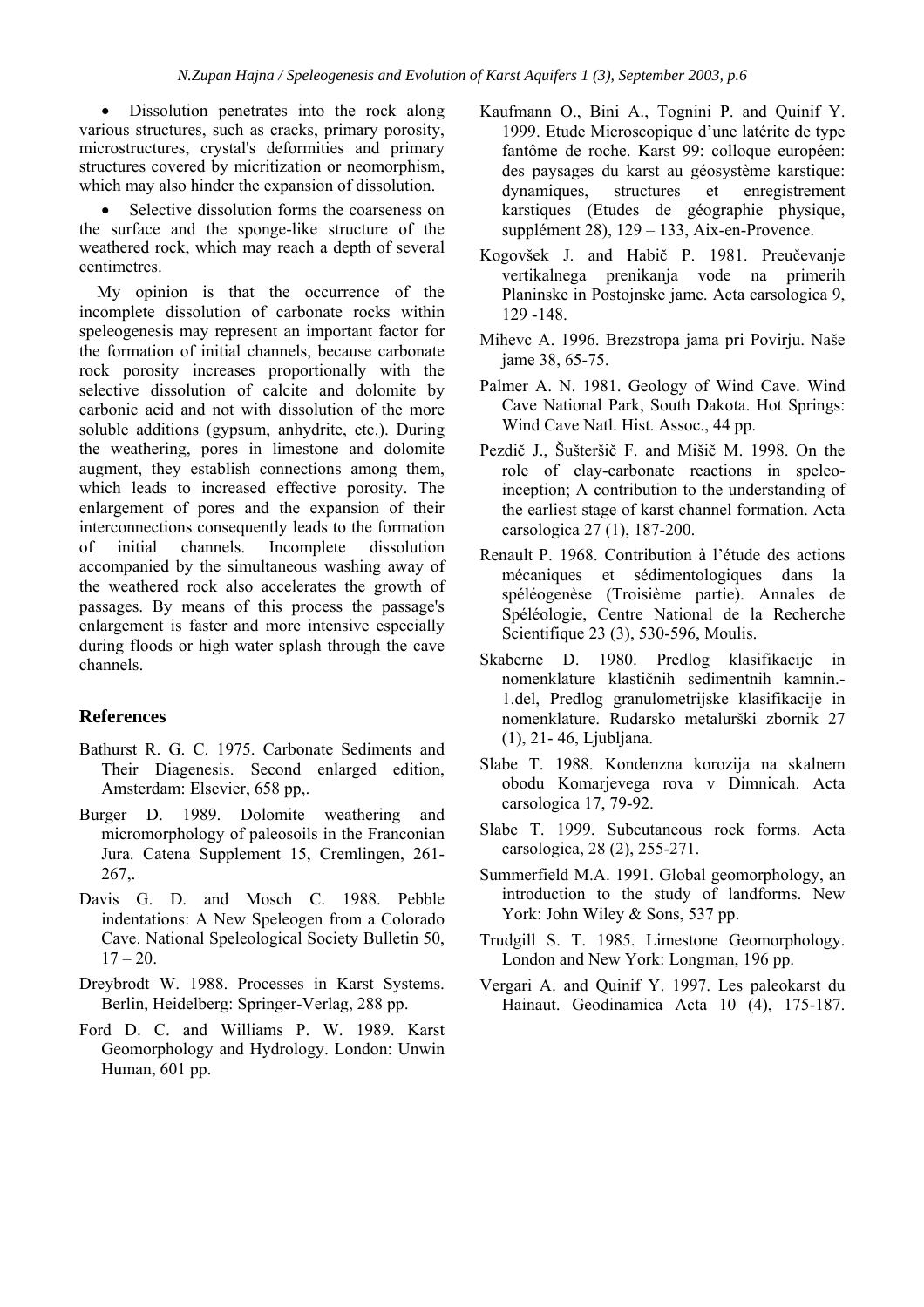- Dissolution penetrates into the rock along various structures, such as cracks, primary porosity, microstructures, crystal's deformities and primary structures covered by micritization or neomorphism, which may also hinder the expansion of dissolution.
- Selective dissolution forms the coarseness on the surface and the sponge-like structure of the weathered rock, which may reach a depth of several centimetres.

My opinion is that the occurrence of the incomplete dissolution of carbonate rocks within speleogenesis may represent an important factor for the formation of initial channels, because carbonate rock porosity increases proportionally with the selective dissolution of calcite and dolomite by carbonic acid and not with dissolution of the more soluble additions (gypsum, anhydrite, etc.). During the weathering, pores in limestone and dolomite augment, they establish connections among them, which leads to increased effective porosity. The enlargement of pores and the expansion of their interconnections consequently leads to the formation of initial channels. Incomplete dissolution accompanied by the simultaneous washing away of the weathered rock also accelerates the growth of passages. By means of this process the passage's enlargement is faster and more intensive especially during floods or high water splash through the cave channels.

## References

Bathurst R. G. C. 1975. Carbonate Sediments and Their Diagenesis. Second enlarged edition, Amsterdam: Elsevier, 658 pp,.

Burger D. 1989. Dolomite weathering and micromorphology of paleosoils in the Franconian Jura. Catena Supplement 15, Cremlingen, 261-267,.

Davis G. D. and Mosch C. 1988. Pebble indentations: A New Speleogen from a Colorado Cave. National Speleological Society Bulletin 50, 17 – 20.

Dreybrodt W. 1988. Processes in Karst Systems. Berlin, Heidelberg: Springer-Verlag, 288 pp.

Ford D. C. and Williams P. W. 1989. Karst Geomorphology and Hydrology. London: Unwin Human, 601 pp.

Kaufmann O., Bini A., Tognini P. and Quinif Y. 1999. Etude Microscopique d'une latérite de type fantôme de roche. Karst 99: colloque européen: des paysages du karst au géosystème karstique: dynamiques, structures et enregistrement karstiques (Etudes de géographie physique, supplément 28), 129 – 133, Aix-en-Provence.

Kogovšek J. and Habič P. 1981. Preučevanje vertikalnega prenikanja vode na primerih Planinske in Postojnske jame. Acta carsologica 9, 129 -148.

Mihevc A. 1996. Brezstropa jama pri Povirju. Naše jame 38, 65-75.

Palmer A. N. 1981. Geology of Wind Cave. Wind Cave National Park, South Dakota. Hot Springs: Wind Cave Natl. Hist. Assoc., 44 pp.

Pezdič J., Šušteršič F. and Mišič M. 1998. On the role of clay-carbonate reactions in speleo-inception; A contribution to the understanding of the earliest stage of karst channel formation. Acta carsologica 27 (1), 187-200.

Renault P. 1968. Contribution à l'étude des actions mécaniques et sédimentologiques dans la spéléogenèse (Troisième partie). Annales de Spéléologie, Centre National de la Recherche Scientifique 23 (3), 530-596, Moulis.

Skaberne D. 1980. Predlog klasifikacije in nomenklature klastičnih sedimentnih kamnin.- 1.del, Predlog granulometrijske klasifikacije in nomenklature. Rudarsko metalurški zbornik 27 (1), 21- 46, Ljubljana.

Slabe T. 1988. Kondenzna korozija na skalnem obodu Komarjevega rova v Dimnicah. Acta carsologica 17, 79-92.

Slabe T. 1999. Subcutaneous rock forms. Acta carsologica, 28 (2), 255-271.

Summerfield M.A. 1991. Global geomorphology, an introduction to the study of landforms. New York: John Wiley & Sons, 537 pp.

Trudgill S. T. 1985. Limestone Geomorphology. London and New York: Longman, 196 pp.

Vergari A. and Quinif Y. 1997. Les paleokarst du Hainaut. Geodinamica Acta 10 (4), 175-187.